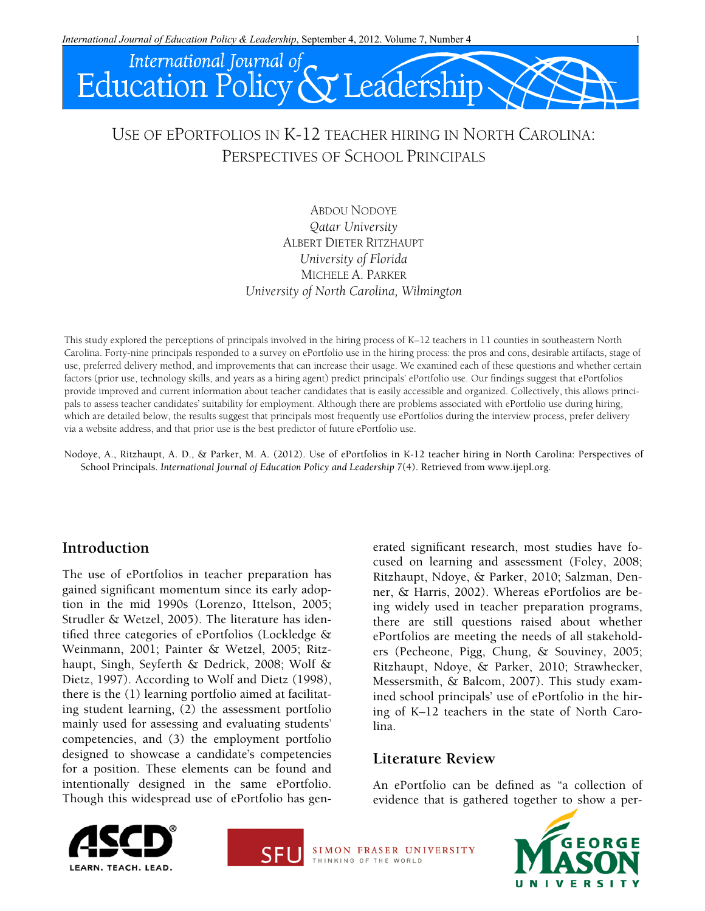# USE OF ePORTFOLIOS IN K-12 TEACHER HIRING IN NORTH CAROLINA: PERSPECTIVES OF SCHOOL PRINCIPALS

ABDOU NODOYE
*Qatar University*
ALBERT DIETER RITZHAUPT
*University of Florida*
MICHELE A. PARKER
*University of North Carolina, Wilmington*

This study explored the perceptions of principals involved in the hiring process of K–12 teachers in 11 counties in southeastern North Carolina. Forty-nine principals responded to a survey on ePortfolio use in the hiring process: the pros and cons, desirable artifacts, stage of use, preferred delivery method, and improvements that can increase their usage. We examined each of these questions and whether certain factors (prior use, technology skills, and years as a hiring agent) predict principals' ePortfolio use. Our findings suggest that ePortfolios provide improved and current information about teacher candidates that is easily accessible and organized. Collectively, this allows principals to assess teacher candidates' suitability for employment. Although there are problems associated with ePortfolio use during hiring, which are detailed below, the results suggest that principals most frequently use ePortfolios during the interview process, prefer delivery via a website address, and that prior use is the best predictor of future ePortfolio use.

Nodoye, A., Ritzhaupt, A. D., & Parker, M. A. (2012). Use of ePortfolios in K-12 teacher hiring in North Carolina: Perspectives of School Principals. *International Journal of Education Policy and Leadership* 7(4). Retrieved from www.ijepl.org.

## Introduction

The use of ePortfolios in teacher preparation has gained significant momentum since its early adoption in the mid 1990s (Lorenzo, Ittelson, 2005; Strudler & Wetzel, 2005). The literature has identified three categories of ePortfolios (Lockledge & Weinmann, 2001; Painter & Wetzel, 2005; Ritzhaupt, Singh, Seyferth & Dedrick, 2008; Wolf & Dietz, 1997). According to Wolf and Dietz (1998), there is the (1) learning portfolio aimed at facilitating student learning, (2) the assessment portfolio mainly used for assessing and evaluating students' competencies, and (3) the employment portfolio designed to showcase a candidate's competencies for a position. These elements can be found and intentionally designed in the same ePortfolio. Though this widespread use of ePortfolio has generated significant research, most studies have focused on learning and assessment (Foley, 2008; Ritzhaupt, Ndoye, & Parker, 2010; Salzman, Denner, & Harris, 2002). Whereas ePortfolios are being widely used in teacher preparation programs, there are still questions raised about whether ePortfolios are meeting the needs of all stakeholders (Pecheone, Pigg, Chung, & Souviney, 2005; Ritzhaupt, Ndoye, & Parker, 2010; Strawhecker, Messersmith, & Balcom, 2007). This study examined school principals' use of ePortfolio in the hiring of K–12 teachers in the state of North Carolina.

## Literature Review

An ePortfolio can be defined as "a collection of evidence that is gathered together to show a per-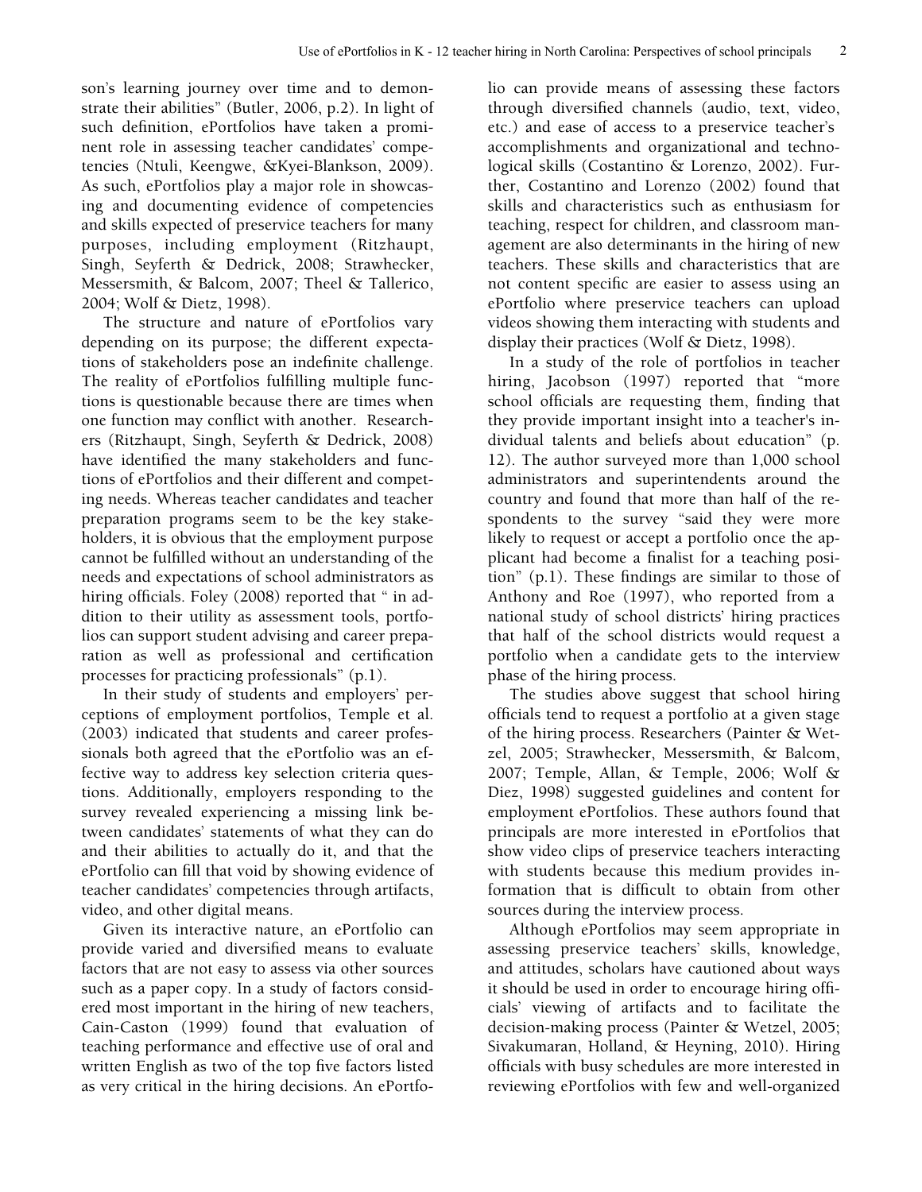son's learning journey over time and to demonstrate their abilities" (Butler, 2006, p.2). In light of such definition, ePortfolios have taken a prominent role in assessing teacher candidates' competencies (Ntuli, Keengwe, &Kyei-Blankson, 2009). As such, ePortfolios play a major role in showcasing and documenting evidence of competencies and skills expected of preservice teachers for many purposes, including employment (Ritzhaupt, Singh, Seyferth & Dedrick, 2008; Strawhecker, Messersmith, & Balcom, 2007; Theel & Tallerico, 2004; Wolf & Dietz, 1998).

The structure and nature of ePortfolios vary depending on its purpose; the different expectations of stakeholders pose an indefinite challenge. The reality of ePortfolios fulfilling multiple functions is questionable because there are times when one function may conflict with another. Researchers (Ritzhaupt, Singh, Seyferth & Dedrick, 2008) have identified the many stakeholders and functions of ePortfolios and their different and competing needs. Whereas teacher candidates and teacher preparation programs seem to be the key stakeholders, it is obvious that the employment purpose cannot be fulfilled without an understanding of the needs and expectations of school administrators as hiring officials. Foley (2008) reported that " in addition to their utility as assessment tools, portfolios can support student advising and career preparation as well as professional and certification processes for practicing professionals" (p.1).

In their study of students and employers' perceptions of employment portfolios, Temple et al. (2003) indicated that students and career professionals both agreed that the ePortfolio was an effective way to address key selection criteria questions. Additionally, employers responding to the survey revealed experiencing a missing link between candidates' statements of what they can do and their abilities to actually do it, and that the ePortfolio can fill that void by showing evidence of teacher candidates' competencies through artifacts, video, and other digital means.

Given its interactive nature, an ePortfolio can provide varied and diversified means to evaluate factors that are not easy to assess via other sources such as a paper copy. In a study of factors considered most important in the hiring of new teachers, Cain-Caston (1999) found that evaluation of teaching performance and effective use of oral and written English as two of the top five factors listed as very critical in the hiring decisions. An ePortfolio can provide means of assessing these factors through diversified channels (audio, text, video, etc.) and ease of access to a preservice teacher's accomplishments and organizational and technological skills (Costantino & Lorenzo, 2002). Further, Costantino and Lorenzo (2002) found that skills and characteristics such as enthusiasm for teaching, respect for children, and classroom management are also determinants in the hiring of new teachers. These skills and characteristics that are not content specific are easier to assess using an ePortfolio where preservice teachers can upload videos showing them interacting with students and display their practices (Wolf & Dietz, 1998).

In a study of the role of portfolios in teacher hiring, Jacobson (1997) reported that "more school officials are requesting them, finding that they provide important insight into a teacher's individual talents and beliefs about education" (p. 12). The author surveyed more than 1,000 school administrators and superintendents around the country and found that more than half of the respondents to the survey "said they were more likely to request or accept a portfolio once the applicant had become a finalist for a teaching position" (p.1). These findings are similar to those of Anthony and Roe (1997), who reported from a national study of school districts' hiring practices that half of the school districts would request a portfolio when a candidate gets to the interview phase of the hiring process.

The studies above suggest that school hiring officials tend to request a portfolio at a given stage of the hiring process. Researchers (Painter & Wetzel, 2005; Strawhecker, Messersmith, & Balcom, 2007; Temple, Allan, & Temple, 2006; Wolf & Diez, 1998) suggested guidelines and content for employment ePortfolios. These authors found that principals are more interested in ePortfolios that show video clips of preservice teachers interacting with students because this medium provides information that is difficult to obtain from other sources during the interview process.

Although ePortfolios may seem appropriate in assessing preservice teachers' skills, knowledge, and attitudes, scholars have cautioned about ways it should be used in order to encourage hiring officials' viewing of artifacts and to facilitate the decision-making process (Painter & Wetzel, 2005; Sivakumaran, Holland, & Heyning, 2010). Hiring officials with busy schedules are more interested in reviewing ePortfolios with few and well-organized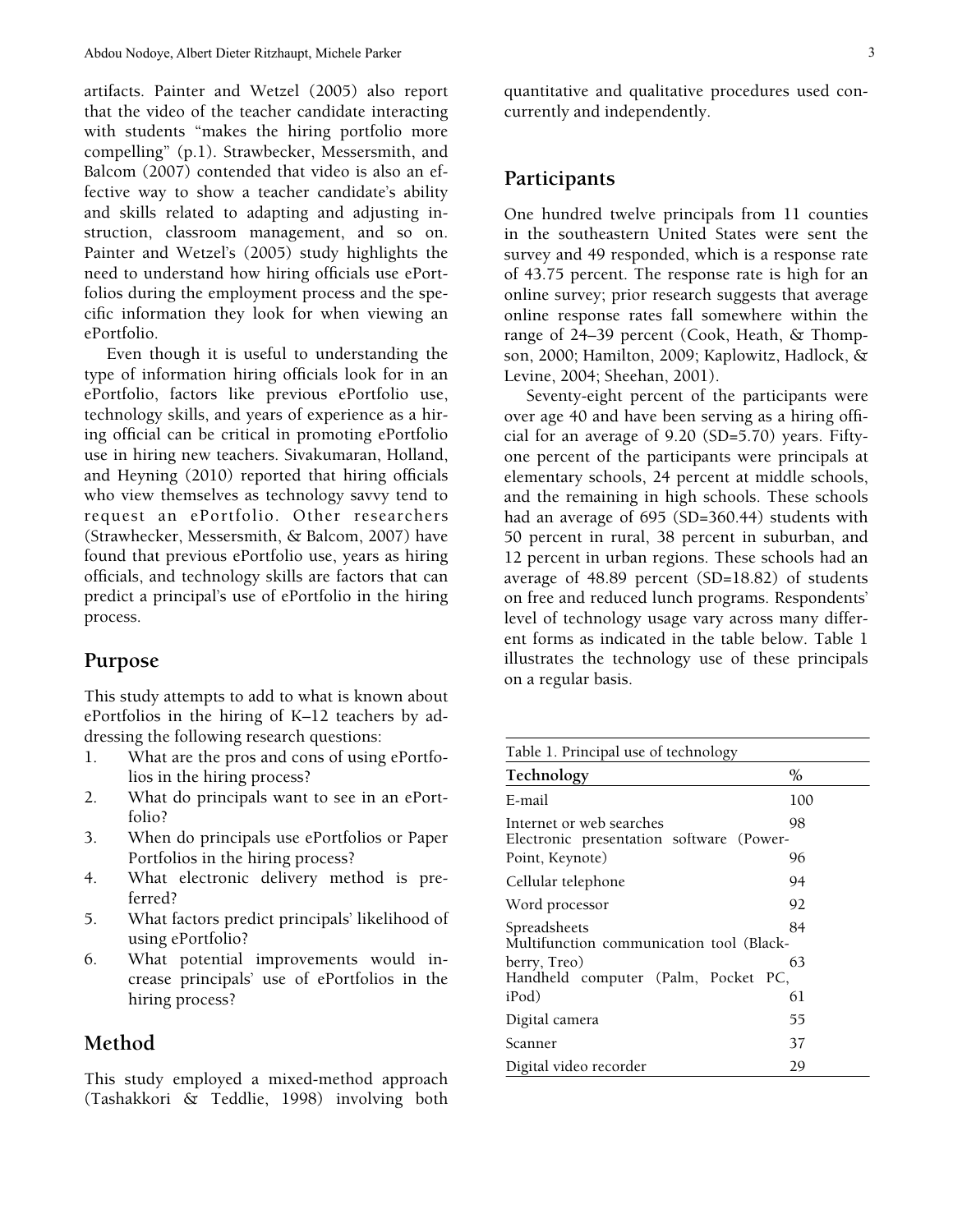artifacts. Painter and Wetzel (2005) also report that the video of the teacher candidate interacting with students "makes the hiring portfolio more compelling" (p.1). Strawbecker, Messersmith, and Balcom (2007) contended that video is also an effective way to show a teacher candidate's ability and skills related to adapting and adjusting instruction, classroom management, and so on. Painter and Wetzel's (2005) study highlights the need to understand how hiring officials use ePortfolios during the employment process and the specific information they look for when viewing an ePortfolio.

Even though it is useful to understanding the type of information hiring officials look for in an ePortfolio, factors like previous ePortfolio use, technology skills, and years of experience as a hiring official can be critical in promoting ePortfolio use in hiring new teachers. Sivakumaran, Holland, and Heyning (2010) reported that hiring officials who view themselves as technology savvy tend to request an ePortfolio. Other researchers (Strawhecker, Messersmith, & Balcom, 2007) have found that previous ePortfolio use, years as hiring officials, and technology skills are factors that can predict a principal's use of ePortfolio in the hiring process.

## Purpose

This study attempts to add to what is known about ePortfolios in the hiring of K–12 teachers by addressing the following research questions:

1. What are the pros and cons of using ePortfolios in the hiring process?
2. What do principals want to see in an ePortfolio?
3. When do principals use ePortfolios or Paper Portfolios in the hiring process?
4. What electronic delivery method is preferred?
5. What factors predict principals' likelihood of using ePortfolio?
6. What potential improvements would increase principals' use of ePortfolios in the hiring process?

## Method

This study employed a mixed-method approach (Tashakkori & Teddlie, 1998) involving both quantitative and qualitative procedures used concurrently and independently.

## Participants

One hundred twelve principals from 11 counties in the southeastern United States were sent the survey and 49 responded, which is a response rate of 43.75 percent. The response rate is high for an online survey; prior research suggests that average online response rates fall somewhere within the range of 24–39 percent (Cook, Heath, & Thompson, 2000; Hamilton, 2009; Kaplowitz, Hadlock, & Levine, 2004; Sheehan, 2001).

Seventy-eight percent of the participants were over age 40 and have been serving as a hiring official for an average of 9.20 (SD=5.70) years. Fifty-one percent of the participants were principals at elementary schools, 24 percent at middle schools, and the remaining in high schools. These schools had an average of 695 (SD=360.44) students with 50 percent in rural, 38 percent in suburban, and 12 percent in urban regions. These schools had an average of 48.89 percent (SD=18.82) of students on free and reduced lunch programs. Respondents' level of technology usage vary across many different forms as indicated in the table below. Table 1 illustrates the technology use of these principals on a regular basis.

Table 1. Principal use of technology

| Technology | % |
|---|---|
| E-mail | 100 |
| Internet or web searches | 98 |
| Electronic presentation software (PowerPoint, Keynote) | 96 |
| Cellular telephone | 94 |
| Word processor | 92 |
| Spreadsheets | 84 |
| Multifunction communication tool (Blackberry, Treo) | 63 |
| Handheld computer (Palm, Pocket PC, iPod) | 61 |
| Digital camera | 55 |
| Scanner | 37 |
| Digital video recorder | 29 |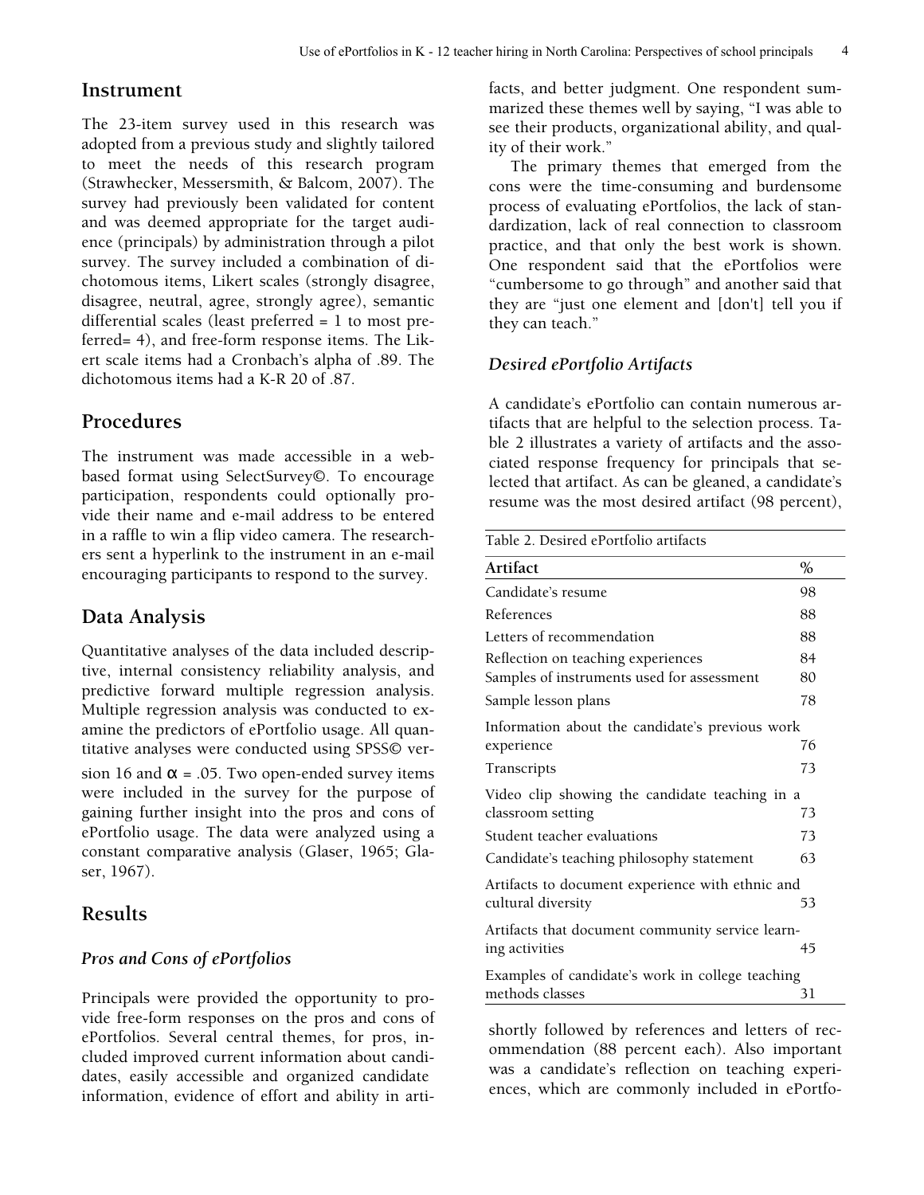## Instrument

The 23-item survey used in this research was adopted from a previous study and slightly tailored to meet the needs of this research program (Strawhecker, Messersmith, & Balcom, 2007). The survey had previously been validated for content and was deemed appropriate for the target audience (principals) by administration through a pilot survey. The survey included a combination of dichotomous items, Likert scales (strongly disagree, disagree, neutral, agree, strongly agree), semantic differential scales (least preferred = 1 to most preferred= 4), and free-form response items. The Likert scale items had a Cronbach's alpha of .89. The dichotomous items had a K-R 20 of .87.

## Procedures

The instrument was made accessible in a web-based format using SelectSurvey©. To encourage participation, respondents could optionally provide their name and e-mail address to be entered in a raffle to win a flip video camera. The researchers sent a hyperlink to the instrument in an e-mail encouraging participants to respond to the survey.

## Data Analysis

Quantitative analyses of the data included descriptive, internal consistency reliability analysis, and predictive forward multiple regression analysis. Multiple regression analysis was conducted to examine the predictors of ePortfolio usage. All quantitative analyses were conducted using SPSS© version 16 and $\alpha$ = .05. Two open-ended survey items were included in the survey for the purpose of gaining further insight into the pros and cons of ePortfolio usage. The data were analyzed using a constant comparative analysis (Glaser, 1965; Glaser, 1967).

## Results

### *Pros and Cons of ePortfolios*

Principals were provided the opportunity to provide free-form responses on the pros and cons of ePortfolios. Several central themes, for pros, included improved current information about candidates, easily accessible and organized candidate information, evidence of effort and ability in artifacts, and better judgment. One respondent summarized these themes well by saying, "I was able to see their products, organizational ability, and quality of their work."

The primary themes that emerged from the cons were the time-consuming and burdensome process of evaluating ePortfolios, the lack of standardization, lack of real connection to classroom practice, and that only the best work is shown. One respondent said that the ePortfolios were "cumbersome to go through" and another said that they are "just one element and [don't] tell you if they can teach."

### *Desired ePortfolio Artifacts*

A candidate's ePortfolio can contain numerous artifacts that are helpful to the selection process. Table 2 illustrates a variety of artifacts and the associated response frequency for principals that selected that artifact. As can be gleaned, a candidate's resume was the most desired artifact (98 percent), shortly followed by references and letters of recommendation (88 percent each). Also important was a candidate's reflection on teaching experiences, which are commonly included in ePortfo-

Table 2. Desired ePortfolio artifacts

| Artifact | % |
|---|---|
| Candidate's resume | 98 |
| References | 88 |
| Letters of recommendation | 88 |
| Reflection on teaching experiences | 84 |
| Samples of instruments used for assessment | 80 |
| Sample lesson plans | 78 |
| Information about the candidate's previous work experience | 76 |
| Transcripts | 73 |
| Video clip showing the candidate teaching in a classroom setting | 73 |
| Student teacher evaluations | 73 |
| Candidate's teaching philosophy statement | 63 |
| Artifacts to document experience with ethnic and cultural diversity | 53 |
| Artifacts that document community service learning activities | 45 |
| Examples of candidate's work in college teaching methods classes | 31 |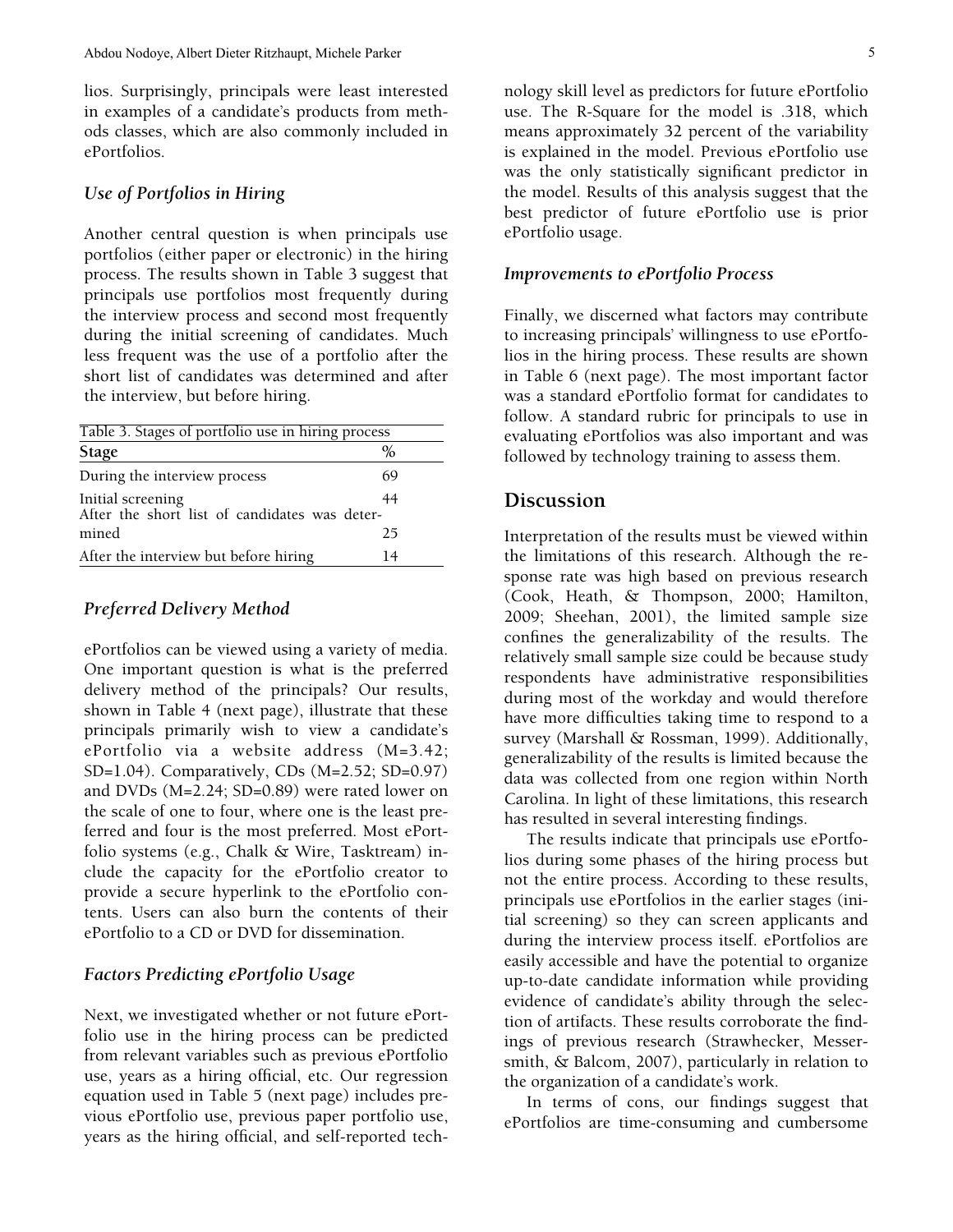lios. Surprisingly, principals were least interested in examples of a candidate's products from methods classes, which are also commonly included in ePortfolios.

### *Use of Portfolios in Hiring*

Another central question is when principals use portfolios (either paper or electronic) in the hiring process. The results shown in Table 3 suggest that principals use portfolios most frequently during the interview process and second most frequently during the initial screening of candidates. Much less frequent was the use of a portfolio after the short list of candidates was determined and after the interview, but before hiring.

Table 3. Stages of portfolio use in hiring process

| Stage | % |
|---|---|
| During the interview process | 69 |
| Initial screening | 44 |
| After the short list of candidates was determined | 25 |
| After the interview but before hiring | 14 |

### *Preferred Delivery Method*

ePortfolios can be viewed using a variety of media. One important question is what is the preferred delivery method of the principals? Our results, shown in Table 4 (next page), illustrate that these principals primarily wish to view a candidate's ePortfolio via a website address (M=3.42; SD=1.04). Comparatively, CDs (M=2.52; SD=0.97) and DVDs (M=2.24; SD=0.89) were rated lower on the scale of one to four, where one is the least preferred and four is the most preferred. Most ePortfolio systems (e.g., Chalk & Wire, Tasktream) include the capacity for the ePortfolio creator to provide a secure hyperlink to the ePortfolio contents. Users can also burn the contents of their ePortfolio to a CD or DVD for dissemination.

### *Factors Predicting ePortfolio Usage*

Next, we investigated whether or not future ePortfolio use in the hiring process can be predicted from relevant variables such as previous ePortfolio use, years as a hiring official, etc. Our regression equation used in Table 5 (next page) includes previous ePortfolio use, previous paper portfolio use, years as the hiring official, and self-reported technology skill level as predictors for future ePortfolio use. The R-Square for the model is .318, which means approximately 32 percent of the variability is explained in the model. Previous ePortfolio use was the only statistically significant predictor in the model. Results of this analysis suggest that the best predictor of future ePortfolio use is prior ePortfolio usage.

### *Improvements to ePortfolio Process*

Finally, we discerned what factors may contribute to increasing principals' willingness to use ePortfolios in the hiring process. These results are shown in Table 6 (next page). The most important factor was a standard ePortfolio format for candidates to follow. A standard rubric for principals to use in evaluating ePortfolios was also important and was followed by technology training to assess them.

## Discussion

Interpretation of the results must be viewed within the limitations of this research. Although the response rate was high based on previous research (Cook, Heath, & Thompson, 2000; Hamilton, 2009; Sheehan, 2001), the limited sample size confines the generalizability of the results. The relatively small sample size could be because study respondents have administrative responsibilities during most of the workday and would therefore have more difficulties taking time to respond to a survey (Marshall & Rossman, 1999). Additionally, generalizability of the results is limited because the data was collected from one region within North Carolina. In light of these limitations, this research has resulted in several interesting findings.

The results indicate that principals use ePortfolios during some phases of the hiring process but not the entire process. According to these results, principals use ePortfolios in the earlier stages (initial screening) so they can screen applicants and during the interview process itself. ePortfolios are easily accessible and have the potential to organize up-to-date candidate information while providing evidence of candidate's ability through the selection of artifacts. These results corroborate the findings of previous research (Strawhecker, Messersmith, & Balcom, 2007), particularly in relation to the organization of a candidate's work.

In terms of cons, our findings suggest that ePortfolios are time-consuming and cumbersome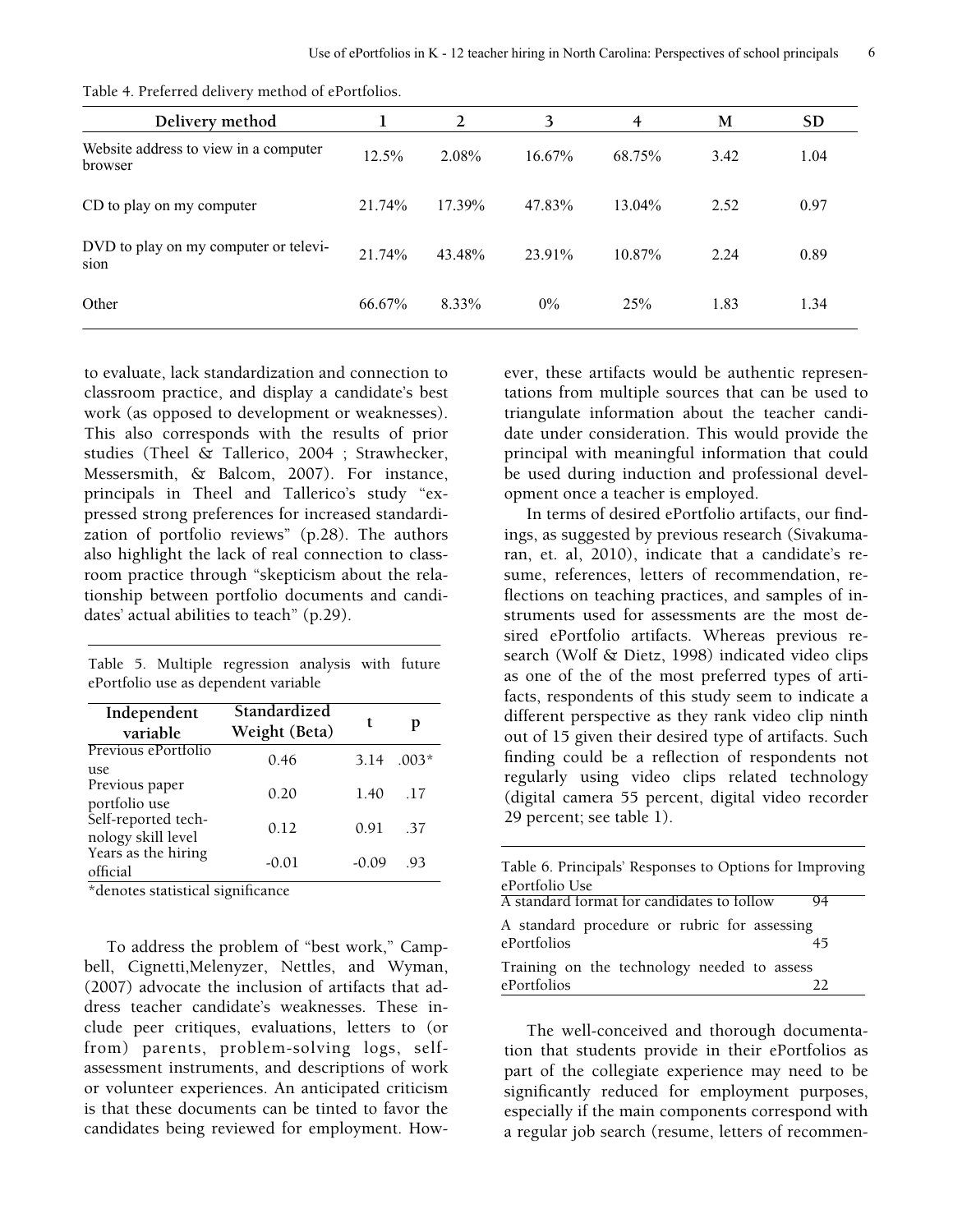Table 4. Preferred delivery method of ePortfolios.

| Delivery method | 1 | 2 | 3 | 4 | M | SD |
|---|---|---|---|---|---|---|
| Website address to view in a computer browser | 12.5% | 2.08% | 16.67% | 68.75% | 3.42 | 1.04 |
| CD to play on my computer | 21.74% | 17.39% | 47.83% | 13.04% | 2.52 | 0.97 |
| DVD to play on my computer or television | 21.74% | 43.48% | 23.91% | 10.87% | 2.24 | 0.89 |
| Other | 66.67% | 8.33% | 0% | 25% | 1.83 | 1.34 |

to evaluate, lack standardization and connection to classroom practice, and display a candidate's best work (as opposed to development or weaknesses). This also corresponds with the results of prior studies (Theel & Tallerico, 2004 ; Strawhecker, Messersmith, & Balcom, 2007). For instance, principals in Theel and Tallerico's study "expressed strong preferences for increased standardization of portfolio reviews" (p.28). The authors also highlight the lack of real connection to classroom practice through "skepticism about the relationship between portfolio documents and candidates' actual abilities to teach" (p.29).

Table 5. Multiple regression analysis with future ePortfolio use as dependent variable

| Independent variable | Standardized Weight (Beta) | t | p |
|---|---|---|---|
| Previous ePortfolio use | 0.46 | 3.14 | .003* |
| Previous paper portfolio use | 0.20 | 1.40 | .17 |
| Self-reported technology skill level | 0.12 | 0.91 | .37 |
| Years as the hiring official | -0.01 | -0.09 | .93 |

*denotes statistical significance

To address the problem of "best work," Campbell, Cignetti,Melenyzer, Nettles, and Wyman, (2007) advocate the inclusion of artifacts that address teacher candidate's weaknesses. These include peer critiques, evaluations, letters to (or from) parents, problem-solving logs, self-assessment instruments, and descriptions of work or volunteer experiences. An anticipated criticism is that these documents can be tinted to favor the candidates being reviewed for employment. However, these artifacts would be authentic representations from multiple sources that can be used to triangulate information about the teacher candidate under consideration. This would provide the principal with meaningful information that could be used during induction and professional development once a teacher is employed.

In terms of desired ePortfolio artifacts, our findings, as suggested by previous research (Sivakumaran, et. al, 2010), indicate that a candidate's resume, references, letters of recommendation, reflections on teaching practices, and samples of instruments used for assessments are the most desired ePortfolio artifacts. Whereas previous research (Wolf & Dietz, 1998) indicated video clips as one of the of the most preferred types of artifacts, respondents of this study seem to indicate a different perspective as they rank video clip ninth out of 15 given their desired type of artifacts. Such finding could be a reflection of respondents not regularly using video clips related technology (digital camera 55 percent, digital video recorder 29 percent; see table 1).

Table 6. Principals' Responses to Options for Improving ePortfolio Use

| Option | Responses |
|---|---|
| A standard format for candidates to follow | 94 |
| A standard procedure or rubric for assessing ePortfolios | 45 |
| Training on the technology needed to assess ePortfolios | 22 |

The well-conceived and thorough documentation that students provide in their ePortfolios as part of the collegiate experience may need to be significantly reduced for employment purposes, especially if the main components correspond with a regular job search (resume, letters of recommen-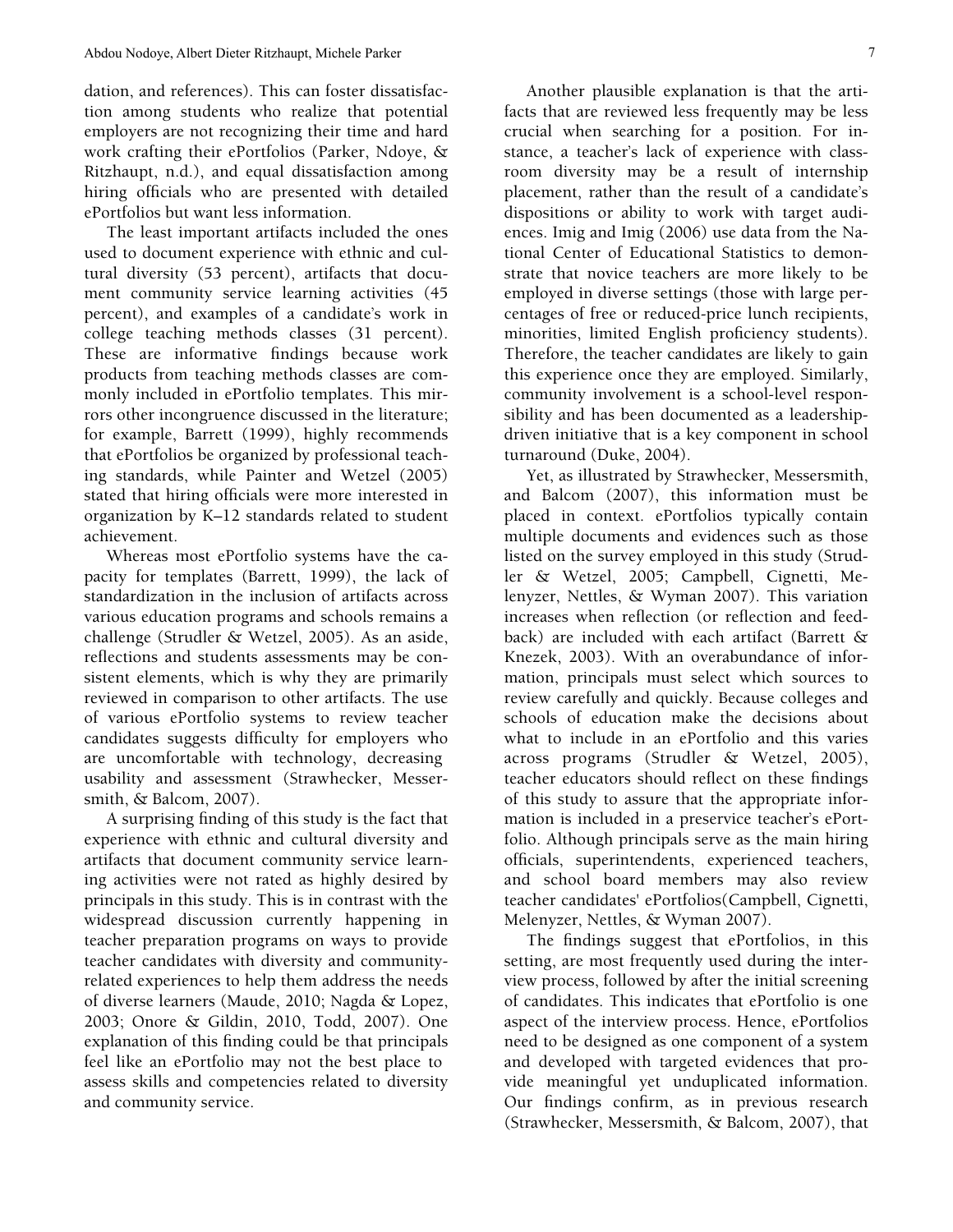dation, and references). This can foster dissatisfaction among students who realize that potential employers are not recognizing their time and hard work crafting their ePortfolios (Parker, Ndoye, & Ritzhaupt, n.d.), and equal dissatisfaction among hiring officials who are presented with detailed ePortfolios but want less information.

The least important artifacts included the ones used to document experience with ethnic and cultural diversity (53 percent), artifacts that document community service learning activities (45 percent), and examples of a candidate's work in college teaching methods classes (31 percent). These are informative findings because work products from teaching methods classes are commonly included in ePortfolio templates. This mirrors other incongruence discussed in the literature; for example, Barrett (1999), highly recommends that ePortfolios be organized by professional teaching standards, while Painter and Wetzel (2005) stated that hiring officials were more interested in organization by K–12 standards related to student achievement.

Whereas most ePortfolio systems have the capacity for templates (Barrett, 1999), the lack of standardization in the inclusion of artifacts across various education programs and schools remains a challenge (Strudler & Wetzel, 2005). As an aside, reflections and students assessments may be consistent elements, which is why they are primarily reviewed in comparison to other artifacts. The use of various ePortfolio systems to review teacher candidates suggests difficulty for employers who are uncomfortable with technology, decreasing usability and assessment (Strawhecker, Messersmith, & Balcom, 2007).

A surprising finding of this study is the fact that experience with ethnic and cultural diversity and artifacts that document community service learning activities were not rated as highly desired by principals in this study. This is in contrast with the widespread discussion currently happening in teacher preparation programs on ways to provide teacher candidates with diversity and community-related experiences to help them address the needs of diverse learners (Maude, 2010; Nagda & Lopez, 2003; Onore & Gildin, 2010, Todd, 2007). One explanation of this finding could be that principals feel like an ePortfolio may not the best place to assess skills and competencies related to diversity and community service.

Another plausible explanation is that the artifacts that are reviewed less frequently may be less crucial when searching for a position. For instance, a teacher's lack of experience with classroom diversity may be a result of internship placement, rather than the result of a candidate's dispositions or ability to work with target audiences. Imig and Imig (2006) use data from the National Center of Educational Statistics to demonstrate that novice teachers are more likely to be employed in diverse settings (those with large percentages of free or reduced-price lunch recipients, minorities, limited English proficiency students). Therefore, the teacher candidates are likely to gain this experience once they are employed. Similarly, community involvement is a school-level responsibility and has been documented as a leadership-driven initiative that is a key component in school turnaround (Duke, 2004).

Yet, as illustrated by Strawhecker, Messersmith, and Balcom (2007), this information must be placed in context. ePortfolios typically contain multiple documents and evidences such as those listed on the survey employed in this study (Strudler & Wetzel, 2005; Campbell, Cignetti, Melenyzer, Nettles, & Wyman 2007). This variation increases when reflection (or reflection and feedback) are included with each artifact (Barrett & Knezek, 2003). With an overabundance of information, principals must select which sources to review carefully and quickly. Because colleges and schools of education make the decisions about what to include in an ePortfolio and this varies across programs (Strudler & Wetzel, 2005), teacher educators should reflect on these findings of this study to assure that the appropriate information is included in a preservice teacher's ePortfolio. Although principals serve as the main hiring officials, superintendents, experienced teachers, and school board members may also review teacher candidates' ePortfolios(Campbell, Cignetti, Melenyzer, Nettles, & Wyman 2007).

The findings suggest that ePortfolios, in this setting, are most frequently used during the interview process, followed by after the initial screening of candidates. This indicates that ePortfolio is one aspect of the interview process. Hence, ePortfolios need to be designed as one component of a system and developed with targeted evidences that provide meaningful yet unduplicated information. Our findings confirm, as in previous research (Strawhecker, Messersmith, & Balcom, 2007), that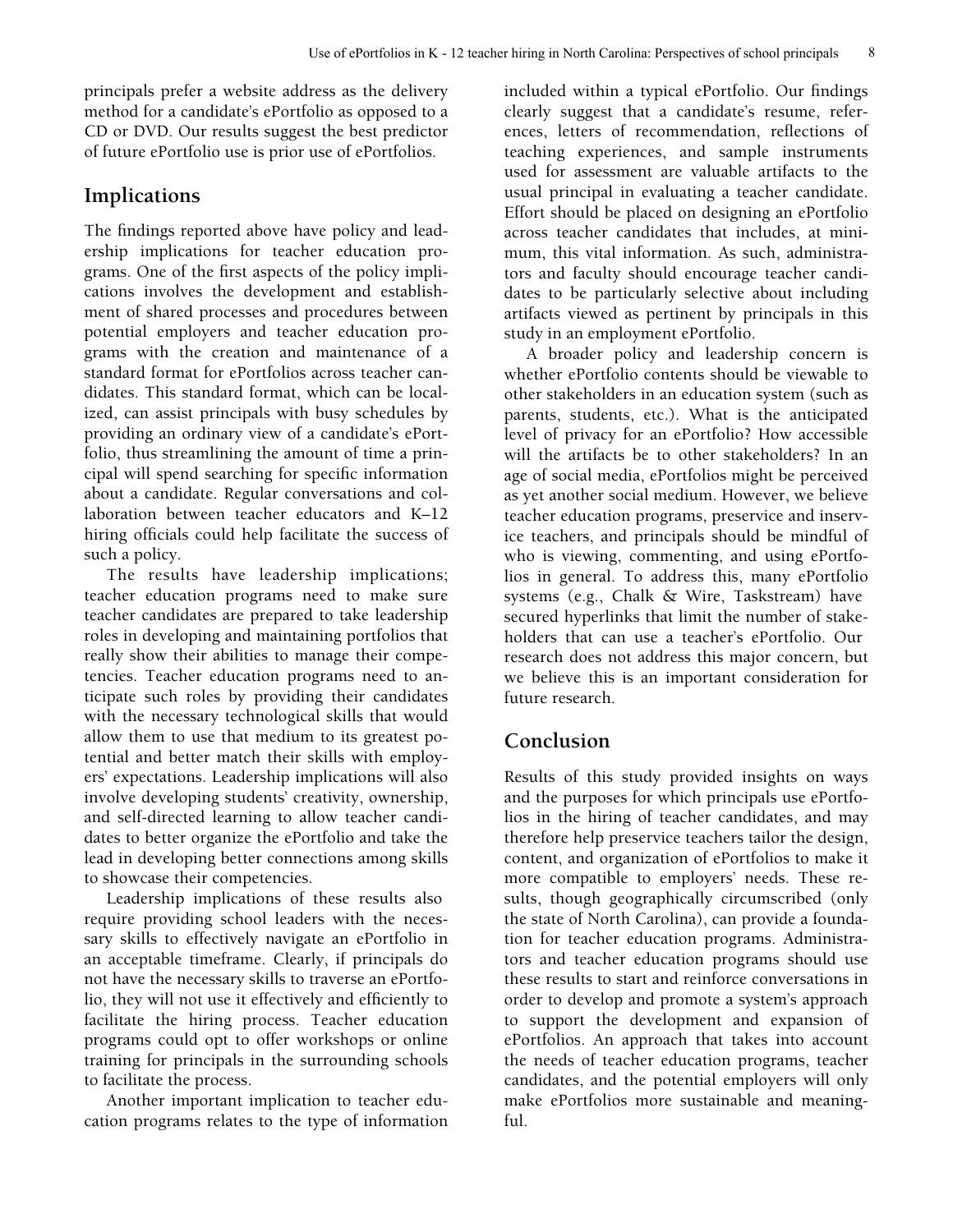principals prefer a website address as the delivery method for a candidate's ePortfolio as opposed to a CD or DVD. Our results suggest the best predictor of future ePortfolio use is prior use of ePortfolios.

## Implications

The findings reported above have policy and leadership implications for teacher education programs. One of the first aspects of the policy implications involves the development and establishment of shared processes and procedures between potential employers and teacher education programs with the creation and maintenance of a standard format for ePortfolios across teacher candidates. This standard format, which can be localized, can assist principals with busy schedules by providing an ordinary view of a candidate's ePortfolio, thus streamlining the amount of time a principal will spend searching for specific information about a candidate. Regular conversations and collaboration between teacher educators and K–12 hiring officials could help facilitate the success of such a policy.

The results have leadership implications; teacher education programs need to make sure teacher candidates are prepared to take leadership roles in developing and maintaining portfolios that really show their abilities to manage their competencies. Teacher education programs need to anticipate such roles by providing their candidates with the necessary technological skills that would allow them to use that medium to its greatest potential and better match their skills with employers' expectations. Leadership implications will also involve developing students' creativity, ownership, and self-directed learning to allow teacher candidates to better organize the ePortfolio and take the lead in developing better connections among skills to showcase their competencies.

Leadership implications of these results also require providing school leaders with the necessary skills to effectively navigate an ePortfolio in an acceptable timeframe. Clearly, if principals do not have the necessary skills to traverse an ePortfolio, they will not use it effectively and efficiently to facilitate the hiring process. Teacher education programs could opt to offer workshops or online training for principals in the surrounding schools to facilitate the process.

Another important implication to teacher education programs relates to the type of information included within a typical ePortfolio. Our findings clearly suggest that a candidate's resume, references, letters of recommendation, reflections of teaching experiences, and sample instruments used for assessment are valuable artifacts to the usual principal in evaluating a teacher candidate. Effort should be placed on designing an ePortfolio across teacher candidates that includes, at minimum, this vital information. As such, administrators and faculty should encourage teacher candidates to be particularly selective about including artifacts viewed as pertinent by principals in this study in an employment ePortfolio.

A broader policy and leadership concern is whether ePortfolio contents should be viewable to other stakeholders in an education system (such as parents, students, etc.). What is the anticipated level of privacy for an ePortfolio? How accessible will the artifacts be to other stakeholders? In an age of social media, ePortfolios might be perceived as yet another social medium. However, we believe teacher education programs, preservice and inservice teachers, and principals should be mindful of who is viewing, commenting, and using ePortfolios in general. To address this, many ePortfolio systems (e.g., Chalk & Wire, Taskstream) have secured hyperlinks that limit the number of stakeholders that can use a teacher's ePortfolio. Our research does not address this major concern, but we believe this is an important consideration for future research.

## Conclusion

Results of this study provided insights on ways and the purposes for which principals use ePortfolios in the hiring of teacher candidates, and may therefore help preservice teachers tailor the design, content, and organization of ePortfolios to make it more compatible to employers' needs. These results, though geographically circumscribed (only the state of North Carolina), can provide a foundation for teacher education programs. Administrators and teacher education programs should use these results to start and reinforce conversations in order to develop and promote a system's approach to support the development and expansion of ePortfolios. An approach that takes into account the needs of teacher education programs, teacher candidates, and the potential employers will only make ePortfolios more sustainable and meaningful.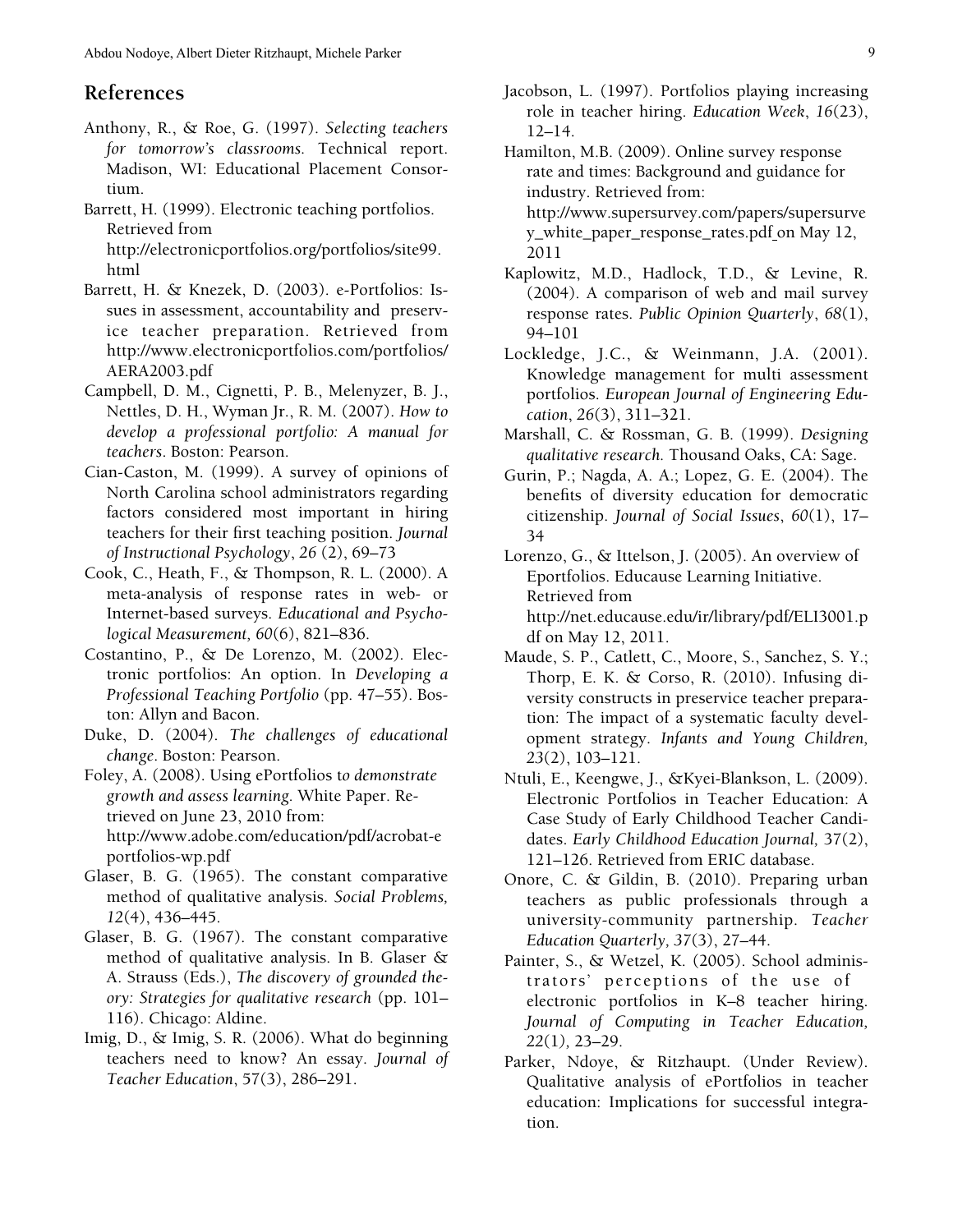## References

Anthony, R., & Roe, G. (1997). *Selecting teachers for tomorrow's classrooms.* Technical report. Madison, WI: Educational Placement Consortium.

Barrett, H. (1999). Electronic teaching portfolios. Retrieved from http://electronicportfolios.org/portfolios/site99.html

Barrett, H. & Knezek, D. (2003). e-Portfolios: Issues in assessment, accountability and preservice teacher preparation. Retrieved from http://www.electronicportfolios.com/portfolios/AERA2003.pdf

Campbell, D. M., Cignetti, P. B., Melenyzer, B. J., Nettles, D. H., Wyman Jr., R. M. (2007). *How to develop a professional portfolio: A manual for teachers*. Boston: Pearson.

Cian-Caston, M. (1999). A survey of opinions of North Carolina school administrators regarding factors considered most important in hiring teachers for their first teaching position. *Journal of Instructional Psychology*, *26* (2), 69–73

Cook, C., Heath, F., & Thompson, R. L. (2000). A meta-analysis of response rates in web- or Internet-based surveys. *Educational and Psychological Measurement, 60*(6), 821–836.

Costantino, P., & De Lorenzo, M. (2002). Electronic portfolios: An option. In *Developing a Professional Teaching Portfolio* (pp. 47–55). Boston: Allyn and Bacon.

Duke, D. (2004). *The challenges of educational change*. Boston: Pearson.

Foley, A. (2008). Using ePortfolios t*o demonstrate growth and assess learning.* White Paper. Retrieved on June 23, 2010 from: http://www.adobe.com/education/pdf/acrobat-eportfolios-wp.pdf

Glaser, B. G. (1965). The constant comparative method of qualitative analysis. *Social Problems, 12*(4), 436–445.

Glaser, B. G. (1967). The constant comparative method of qualitative analysis. In B. Glaser & A. Strauss (Eds.), *The discovery of grounded theory: Strategies for qualitative research* (pp. 101–116). Chicago: Aldine.

Imig, D., & Imig, S. R. (2006). What do beginning teachers need to know? An essay. *Journal of Teacher Education*, 57(3), 286–291.

Jacobson, L. (1997). Portfolios playing increasing role in teacher hiring. *Education Week*, *16*(23), 12–14.

Hamilton, M.B. (2009). Online survey response rate and times: Background and guidance for industry. Retrieved from: http://www.supersurvey.com/papers/supersurvey_white_paper_response_rates.pdf on May 12, 2011

Kaplowitz, M.D., Hadlock, T.D., & Levine, R. (2004). A comparison of web and mail survey response rates. *Public Opinion Quarterly*, *68*(1), 94–101

Lockledge, J.C., & Weinmann, J.A. (2001). Knowledge management for multi assessment portfolios. *European Journal of Engineering Education*, *26*(3), 311–321.

Marshall, C. & Rossman, G. B. (1999). *Designing qualitative research.* Thousand Oaks, CA: Sage.

Gurin, P.; Nagda, A. A.; Lopez, G. E. (2004). The benefits of diversity education for democratic citizenship. *Journal of Social Issues*, *60*(1), 17–34

Lorenzo, G., & Ittelson, J. (2005). An overview of Eportfolios. Educause Learning Initiative. Retrieved from http://net.educause.edu/ir/library/pdf/ELI3001.pdf on May 12, 2011.

Maude, S. P., Catlett, C., Moore, S., Sanchez, S. Y.; Thorp, E. K. & Corso, R. (2010). Infusing diversity constructs in preservice teacher preparation: The impact of a systematic faculty development strategy. *Infants and Young Children, 23*(2), 103–121.

Ntuli, E., Keengwe, J., &Kyei-Blankson, L. (2009). Electronic Portfolios in Teacher Education: A Case Study of Early Childhood Teacher Candidates. *Early Childhood Education Journal,* 37(2), 121–126. Retrieved from ERIC database.

Onore, C. & Gildin, B. (2010). Preparing urban teachers as public professionals through a university-community partnership. *Teacher Education Quarterly, 37*(3), 27–44.

Painter, S., & Wetzel, K. (2005). School administrators' perceptions of the use of electronic portfolios in K–8 teacher hiring. *Journal of Computing in Teacher Education, 22*(1), 23–29.

Parker, Ndoye, & Ritzhaupt. (Under Review). Qualitative analysis of ePortfolios in teacher education: Implications for successful integration.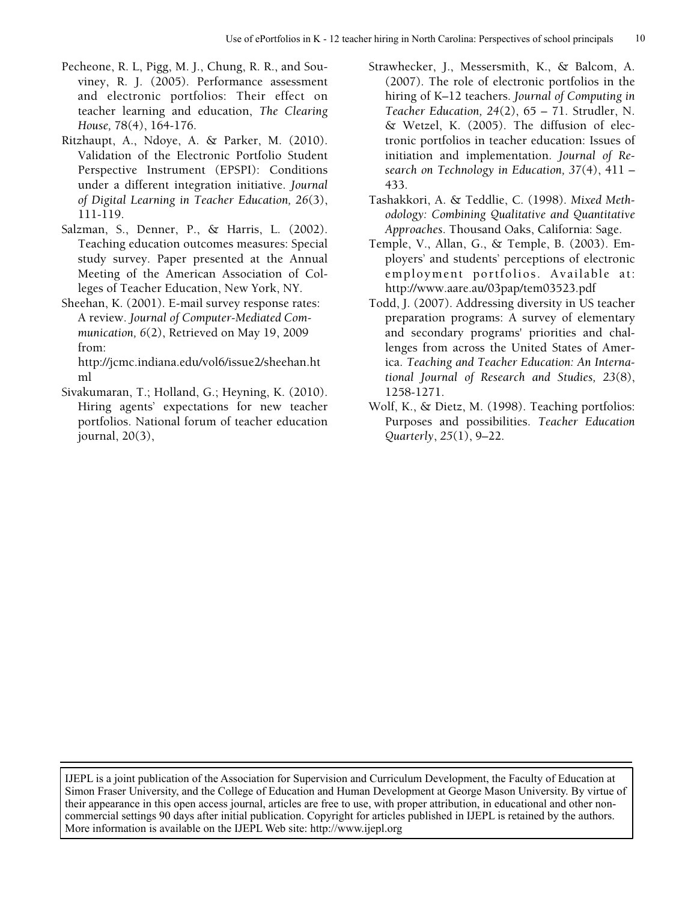Pecheone, R. L, Pigg, M. J., Chung, R. R., and Souviney, R. J. (2005). Performance assessment and electronic portfolios: Their effect on teacher learning and education, *The Clearing House,* 78(4), 164-176.

Ritzhaupt, A., Ndoye, A. & Parker, M. (2010). Validation of the Electronic Portfolio Student Perspective Instrument (EPSPI): Conditions under a different integration initiative. *Journal of Digital Learning in Teacher Education, 26*(3), 111-119.

Salzman, S., Denner, P., & Harris, L. (2002). Teaching education outcomes measures: Special study survey. Paper presented at the Annual Meeting of the American Association of Colleges of Teacher Education, New York, NY.

Sheehan, K. (2001). E-mail survey response rates: A review. *Journal of Computer-Mediated Communication, 6*(2), Retrieved on May 19, 2009 from: http://jcmc.indiana.edu/vol6/issue2/sheehan.html

Sivakumaran, T.; Holland, G.; Heyning, K. (2010). Hiring agents' expectations for new teacher portfolios. National forum of teacher education journal, 20(3),

Strawhecker, J., Messersmith, K., & Balcom, A. (2007). The role of electronic portfolios in the hiring of K–12 teachers. *Journal of Computing in Teacher Education, 24*(2), 65 – 71. Strudler, N. & Wetzel, K. (2005). The diffusion of electronic portfolios in teacher education: Issues of initiation and implementation. *Journal of Research on Technology in Education, 37*(4), 411 – 433.

Tashakkori, A. & Teddlie, C. (1998). *Mixed Methodology: Combining Qualitative and Quantitative Approaches*. Thousand Oaks, California: Sage.

Temple, V., Allan, G., & Temple, B. (2003). Employers' and students' perceptions of electronic employment portfolios. Available at: http://www.aare.au/03pap/tem03523.pdf

Todd, J. (2007). Addressing diversity in US teacher preparation programs: A survey of elementary and secondary programs' priorities and challenges from across the United States of America. *Teaching and Teacher Education: An International Journal of Research and Studies, 23*(8), 1258-1271.

Wolf, K., & Dietz, M. (1998). Teaching portfolios: Purposes and possibilities. *Teacher Education Quarterly*, *25*(1), 9–22.

IJEPL is a joint publication of the Association for Supervision and Curriculum Development, the Faculty of Education at Simon Fraser University, and the College of Education and Human Development at George Mason University. By virtue of their appearance in this open access journal, articles are free to use, with proper attribution, in educational and other non-commercial settings 90 days after initial publication. Copyright for articles published in IJEPL is retained by the authors. More information is available on the IJEPL Web site: http://www.ijepl.org